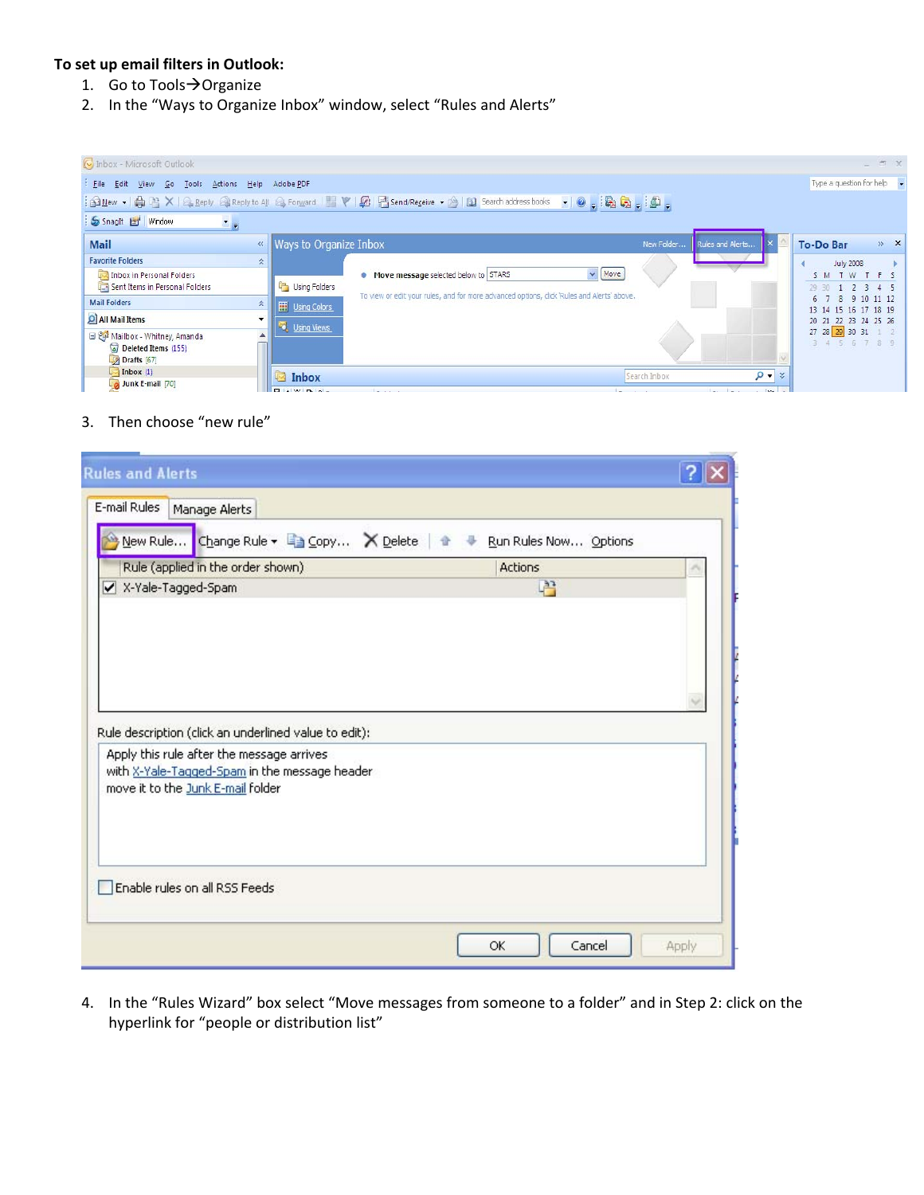**To set up email filters in Outlook:**

1. Go to Tools→Organize
2. In the "Ways to Organize Inbox" window, select "Rules and Alerts"

3. Then choose "new rule"

4. In the "Rules Wizard" box select "Move messages from someone to a folder" and in Step 2: click on the hyperlink for "people or distribution list"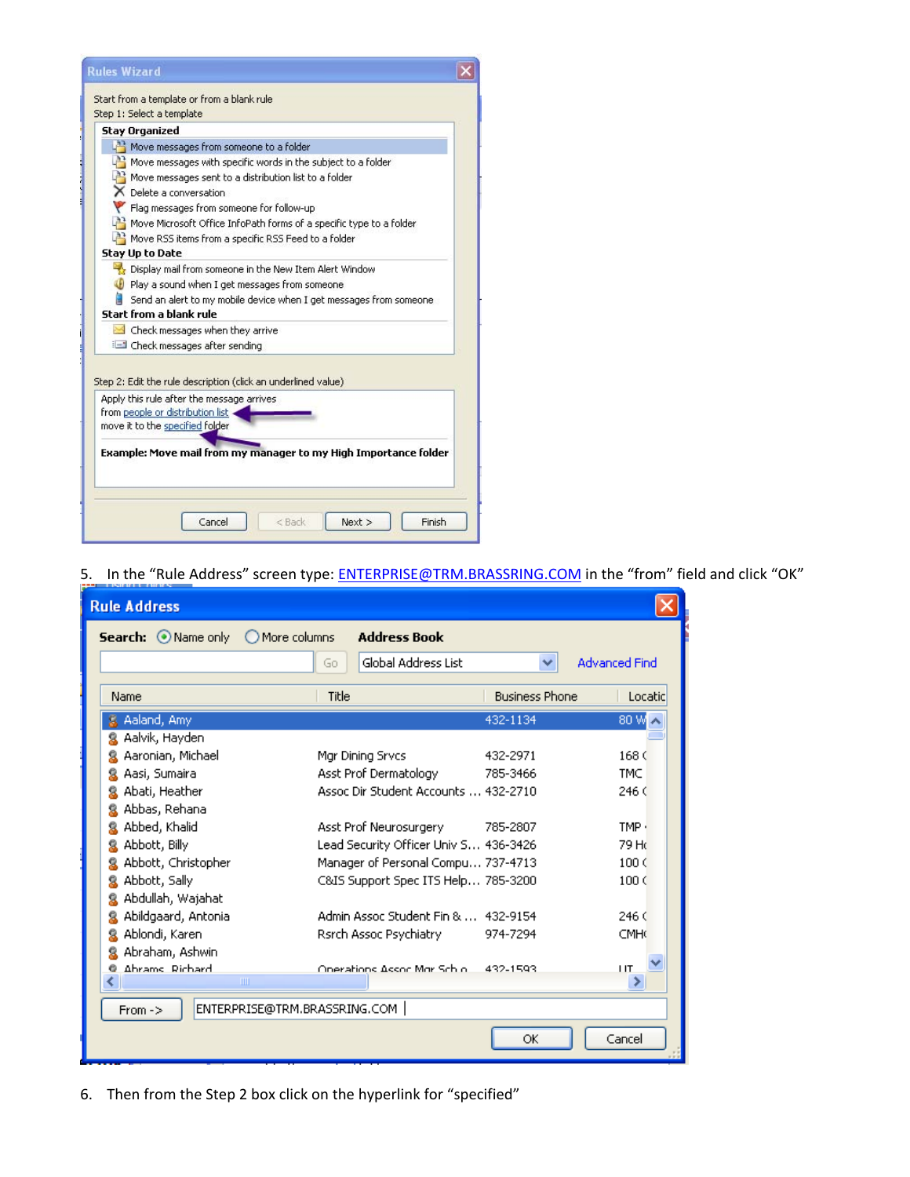5. In the “Rule Address” screen type: ENTERPRISE@TRM.BRASSRING.COM in the “from” field and click “OK”

6. Then from the Step 2 box click on the hyperlink for “specified”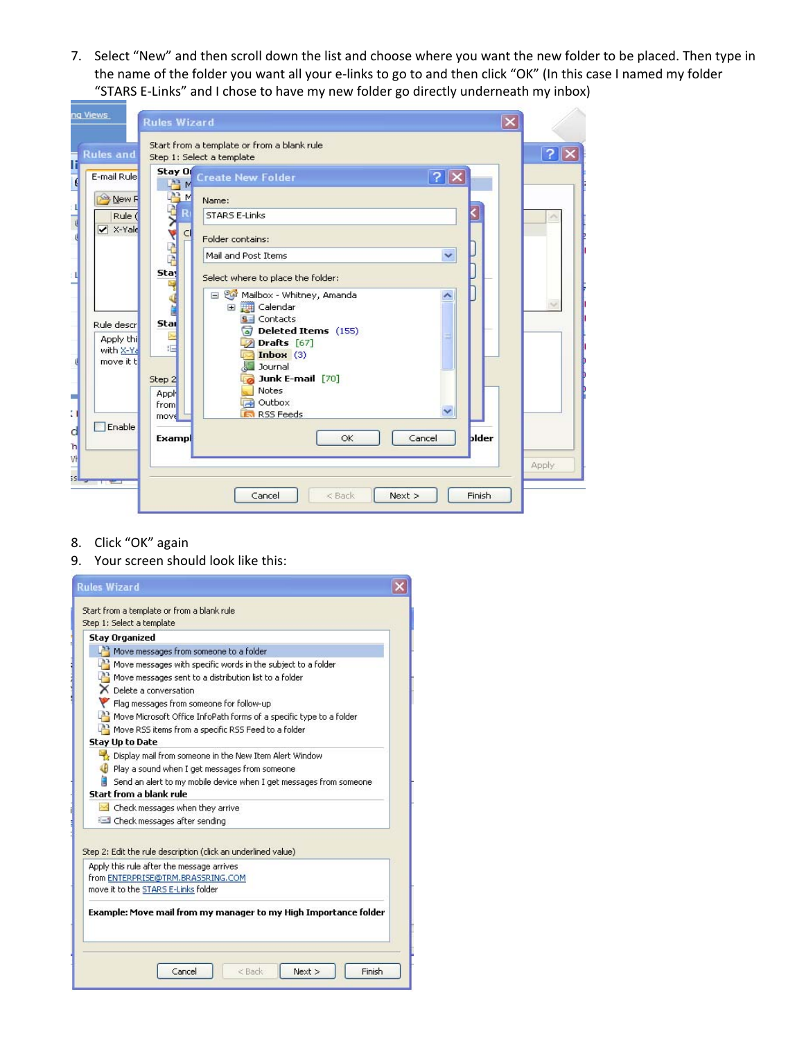7. Select "New" and then scroll down the list and choose where you want the new folder to be placed. Then type in the name of the folder you want all your e-links to go to and then click "OK" (In this case I named my folder "STARS E-Links" and I chose to have my new folder go directly underneath my inbox)

8. Click "OK" again
9. Your screen should look like this: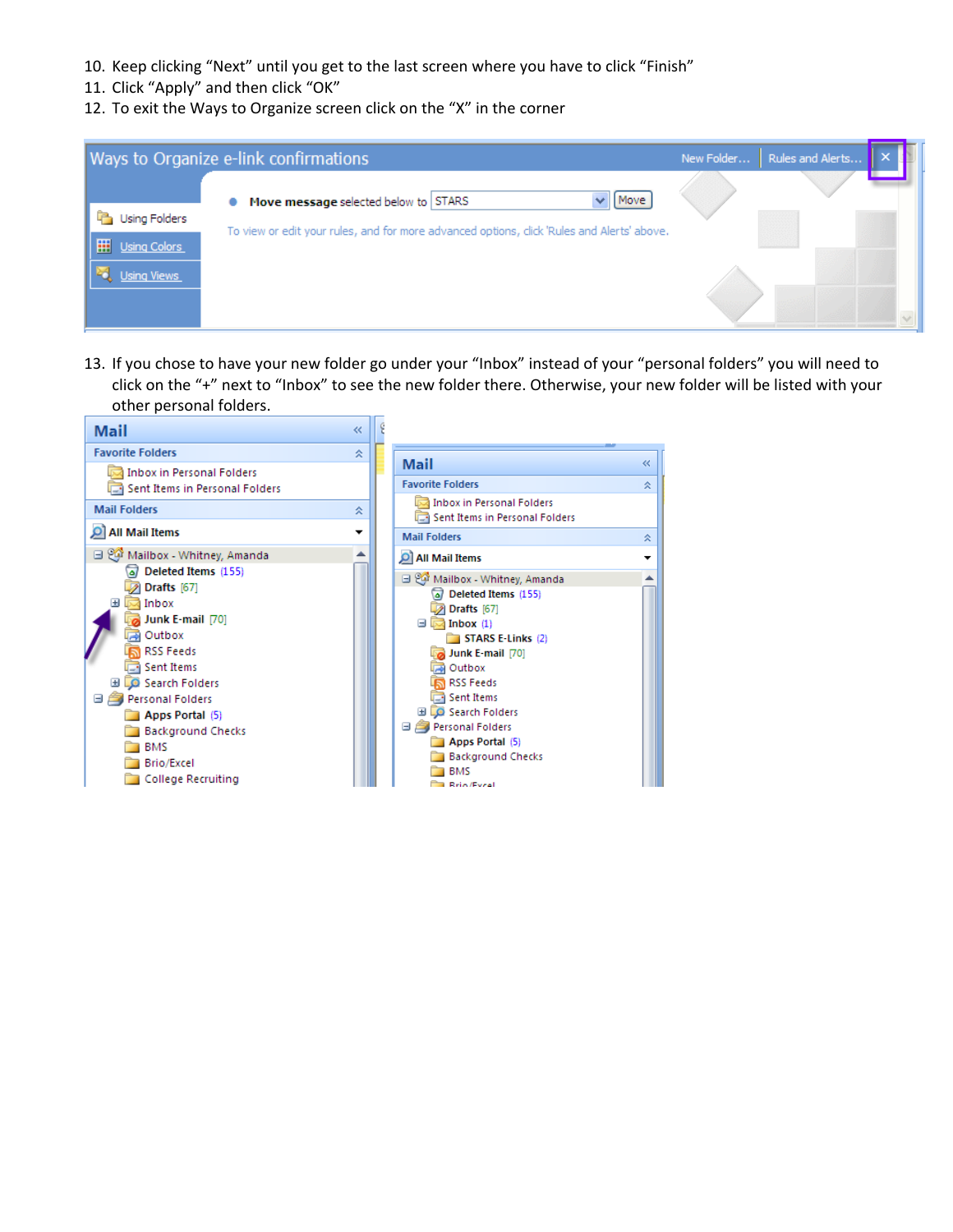10. Keep clicking "Next" until you get to the last screen where you have to click "Finish"
11. Click "Apply" and then click "OK"
12. To exit the Ways to Organize screen click on the "X" in the corner

13. If you chose to have your new folder go under your "Inbox" instead of your "personal folders" you will need to click on the "+" next to "Inbox" to see the new folder there. Otherwise, your new folder will be listed with your other personal folders.